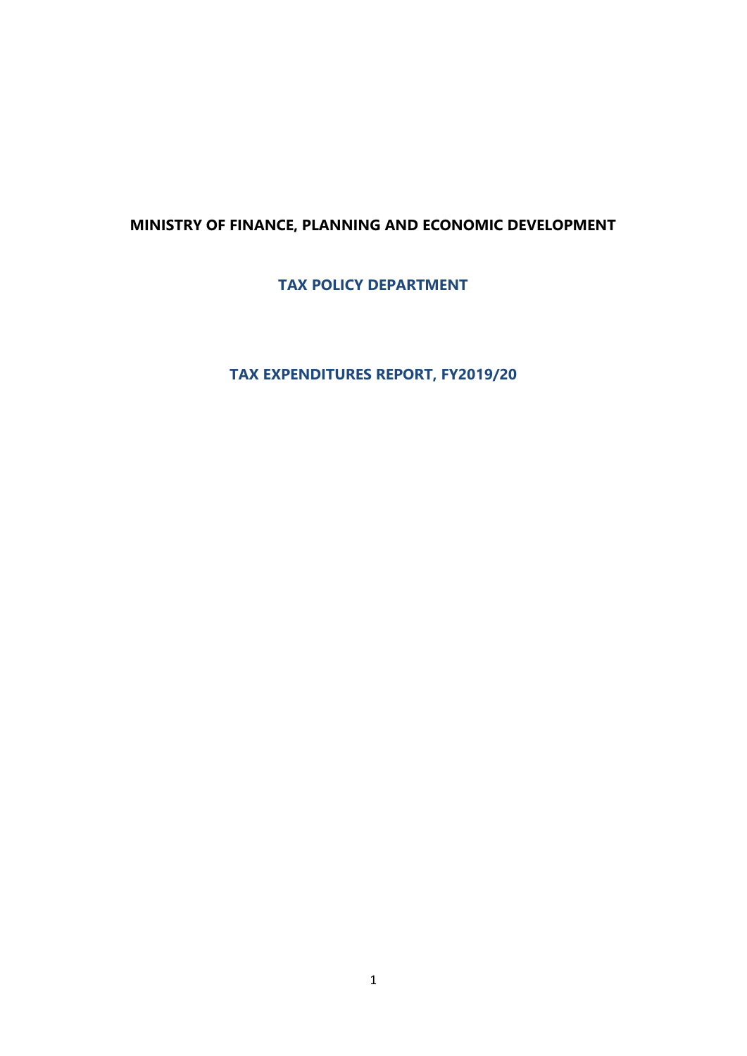# MINISTRY OF FINANCE, PLANNING AND ECONOMIC DEVELOPMENT

## TAX POLICY DEPARTMENT

## TAX EXPENDITURES REPORT, FY2019/20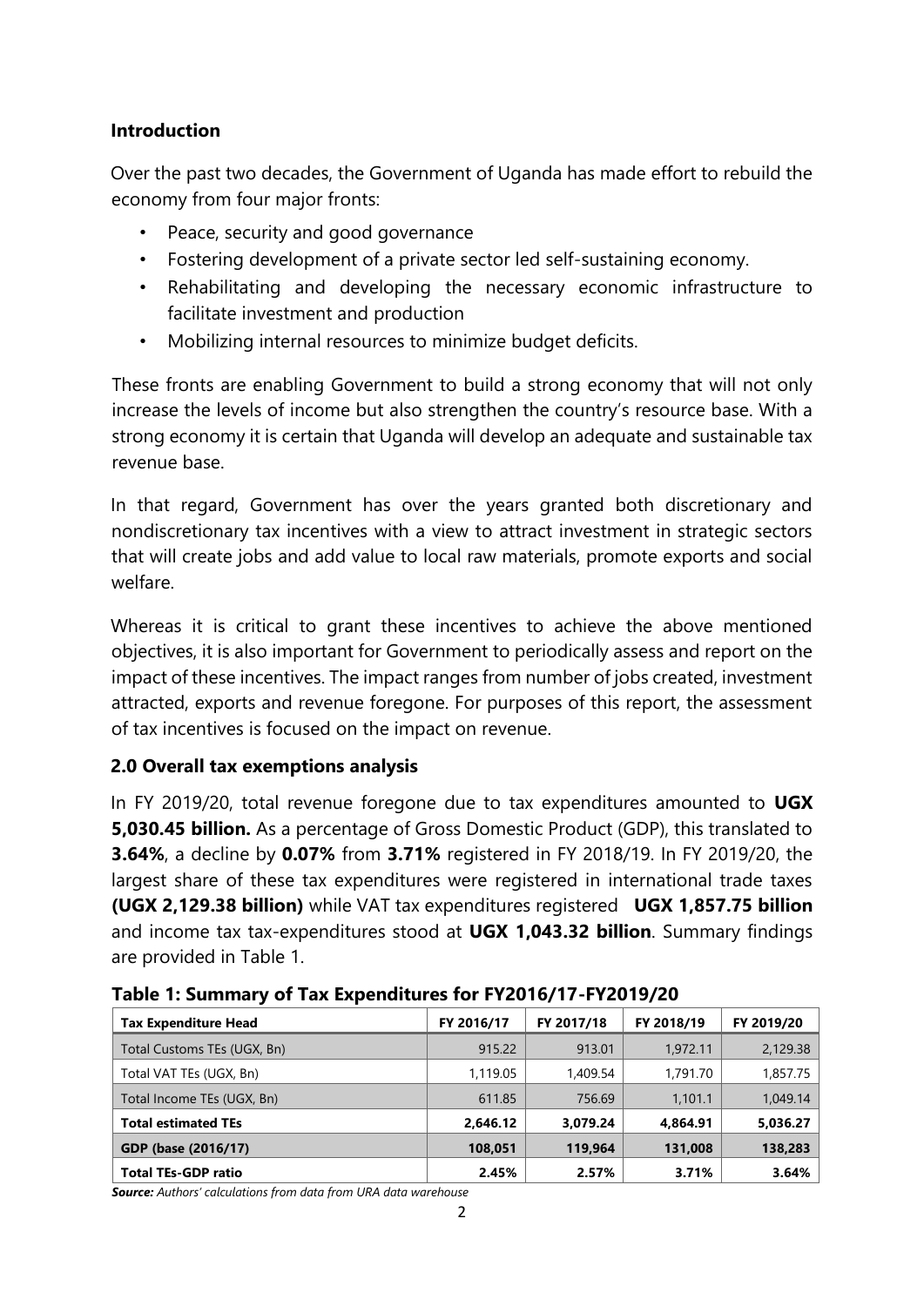## Introduction

Over the past two decades, the Government of Uganda has made effort to rebuild the economy from four major fronts:

- Peace, security and good governance
- Fostering development of a private sector led self-sustaining economy.
- Rehabilitating and developing the necessary economic infrastructure to facilitate investment and production
- Mobilizing internal resources to minimize budget deficits.

These fronts are enabling Government to build a strong economy that will not only increase the levels of income but also strengthen the country's resource base. With a strong economy it is certain that Uganda will develop an adequate and sustainable tax revenue base.

In that regard, Government has over the years granted both discretionary and nondiscretionary tax incentives with a view to attract investment in strategic sectors that will create jobs and add value to local raw materials, promote exports and social welfare.

Whereas it is critical to grant these incentives to achieve the above mentioned objectives, it is also important for Government to periodically assess and report on the impact of these incentives. The impact ranges from number of jobs created, investment attracted, exports and revenue foregone. For purposes of this report, the assessment of tax incentives is focused on the impact on revenue.

## 2.0 Overall tax exemptions analysis

In FY 2019/20, total revenue foregone due to tax expenditures amounted to **UGX 5,030.45 billion.** As a percentage of Gross Domestic Product (GDP), this translated to **3.64%**, a decline by **0.07%** from **3.71%** registered in FY 2018/19. In FY 2019/20, the largest share of these tax expenditures were registered in international trade taxes **(UGX 2,129.38 billion)** while VAT tax expenditures registered **UGX 1,857.75 billion** and income tax tax-expenditures stood at **UGX 1,043.32 billion**. Summary findings are provided in Table 1.

**Table 1: Summary of Tax Expenditures for FY2016/17-FY2019/20**

| Tax Expenditure Head | FY 2016/17 | FY 2017/18 | FY 2018/19 | FY 2019/20 |
|---|---|---|---|---|
| Total Customs TEs (UGX, Bn) | 915.22 | 913.01 | 1,972.11 | 2,129.38 |
| Total VAT TEs (UGX, Bn) | 1,119.05 | 1,409.54 | 1,791.70 | 1,857.75 |
| Total Income TEs (UGX, Bn) | 611.85 | 756.69 | 1,101.1 | 1,049.14 |
| **Total estimated TEs** | **2,646.12** | **3,079.24** | **4,864.91** | **5,036.27** |
| **GDP (base (2016/17)** | **108,051** | **119,964** | **131,008** | **138,283** |
| **Total TEs-GDP ratio** | **2.45%** | **2.57%** | **3.71%** | **3.64%** |

***Source:*** *Authors' calculations from data from URA data warehouse*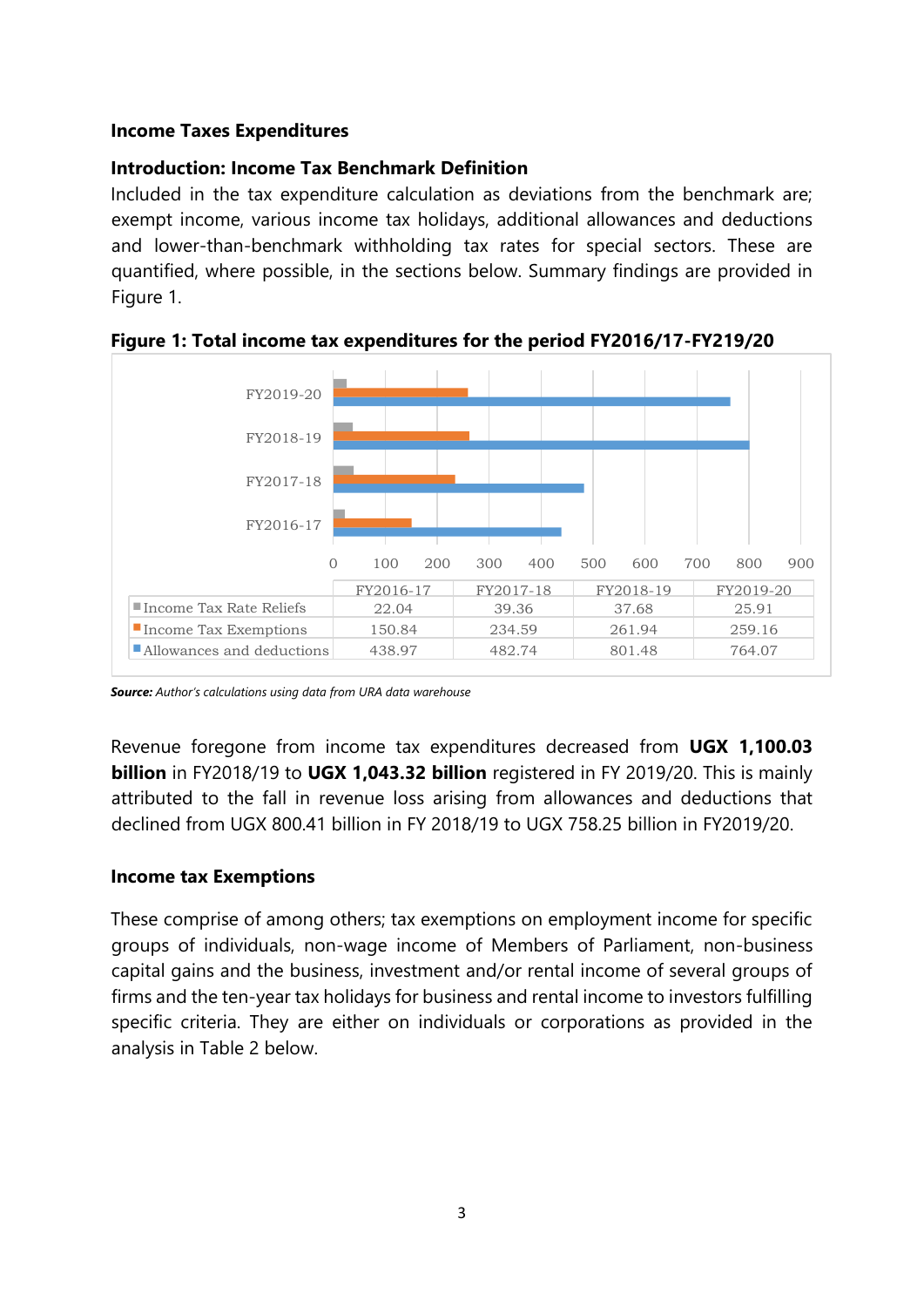### Income Taxes Expenditures

#### Introduction: Income Tax Benchmark Definition

Included in the tax expenditure calculation as deviations from the benchmark are; exempt income, various income tax holidays, additional allowances and deductions and lower-than-benchmark withholding tax rates for special sectors. These are quantified, where possible, in the sections below. Summary findings are provided in Figure 1.

**Figure 1: Total income tax expenditures for the period FY2016/17-FY219/20**

FY2019-20
FY2018-19
FY2017-18
FY2016-17

0 100 200 300 400 500 600 700 800 900

| | FY2016-17 | FY2017-18 | FY2018-19 | FY2019-20 |
|---|---|---|---|---|
| Income Tax Rate Reliefs | 22.04 | 39.36 | 37.68 | 25.91 |
| Income Tax Exemptions | 150.84 | 234.59 | 261.94 | 259.16 |
| Allowances and deductions | 438.97 | 482.74 | 801.48 | 764.07 |

***Source:*** *Author's calculations using data from URA data warehouse*

Revenue foregone from income tax expenditures decreased from **UGX 1,100.03 billion** in FY2018/19 to **UGX 1,043.32 billion** registered in FY 2019/20. This is mainly attributed to the fall in revenue loss arising from allowances and deductions that declined from UGX 800.41 billion in FY 2018/19 to UGX 758.25 billion in FY2019/20.

#### Income tax Exemptions

These comprise of among others; tax exemptions on employment income for specific groups of individuals, non-wage income of Members of Parliament, non-business capital gains and the business, investment and/or rental income of several groups of firms and the ten-year tax holidays for business and rental income to investors fulfilling specific criteria. They are either on individuals or corporations as provided in the analysis in Table 2 below.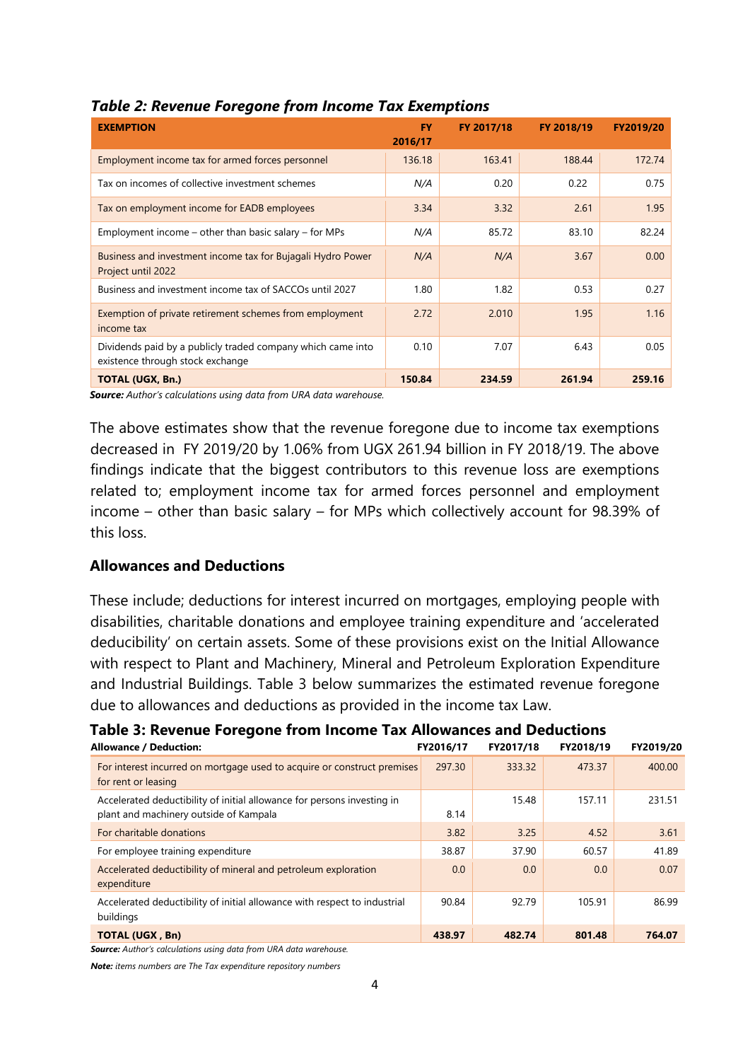***Table 2: Revenue Foregone from Income Tax Exemptions***

| EXEMPTION | FY 2016/17 | FY 2017/18 | FY 2018/19 | FY2019/20 |
|---|---|---|---|---|
| Employment income tax for armed forces personnel | 136.18 | 163.41 | 188.44 | 172.74 |
| Tax on incomes of collective investment schemes | *N/A* | 0.20 | 0.22 | 0.75 |
| Tax on employment income for EADB employees | 3.34 | 3.32 | 2.61 | 1.95 |
| Employment income – other than basic salary – for MPs | *N/A* | 85.72 | 83.10 | 82.24 |
| Business and investment income tax for Bujagali Hydro Power Project until 2022 | *N/A* | *N/A* | 3.67 | 0.00 |
| Business and investment income tax of SACCOs until 2027 | 1.80 | 1.82 | 0.53 | 0.27 |
| Exemption of private retirement schemes from employment income tax | 2.72 | 2.010 | 1.95 | 1.16 |
| Dividends paid by a publicly traded company which came into existence through stock exchange | 0.10 | 7.07 | 6.43 | 0.05 |
| **TOTAL (UGX, Bn.)** | **150.84** | **234.59** | **261.94** | **259.16** |

***Source:*** *Author's calculations using data from URA data warehouse.*

The above estimates show that the revenue foregone due to income tax exemptions decreased in FY 2019/20 by 1.06% from UGX 261.94 billion in FY 2018/19. The above findings indicate that the biggest contributors to this revenue loss are exemptions related to; employment income tax for armed forces personnel and employment income – other than basic salary – for MPs which collectively account for 98.39% of this loss.

## Allowances and Deductions

These include; deductions for interest incurred on mortgages, employing people with disabilities, charitable donations and employee training expenditure and 'accelerated deducibility' on certain assets. Some of these provisions exist on the Initial Allowance with respect to Plant and Machinery, Mineral and Petroleum Exploration Expenditure and Industrial Buildings. Table 3 below summarizes the estimated revenue foregone due to allowances and deductions as provided in the income tax Law.

**Table 3: Revenue Foregone from Income Tax Allowances and Deductions**

| Allowance / Deduction: | FY2016/17 | FY2017/18 | FY2018/19 | FY2019/20 |
|---|---|---|---|---|
| For interest incurred on mortgage used to acquire or construct premises for rent or leasing | 297.30 | 333.32 | 473.37 | 400.00 |
| Accelerated deductibility of initial allowance for persons investing in plant and machinery outside of Kampala | 8.14 | 15.48 | 157.11 | 231.51 |
| For charitable donations | 3.82 | 3.25 | 4.52 | 3.61 |
| For employee training expenditure | 38.87 | 37.90 | 60.57 | 41.89 |
| Accelerated deductibility of mineral and petroleum exploration expenditure | 0.0 | 0.0 | 0.0 | 0.07 |
| Accelerated deductibility of initial allowance with respect to industrial buildings | 90.84 | 92.79 | 105.91 | 86.99 |
| **TOTAL (UGX , Bn)** | **438.97** | **482.74** | **801.48** | **764.07** |

***Source:*** *Author's calculations using data from URA data warehouse.*

***Note:*** *items numbers are The Tax expenditure repository numbers*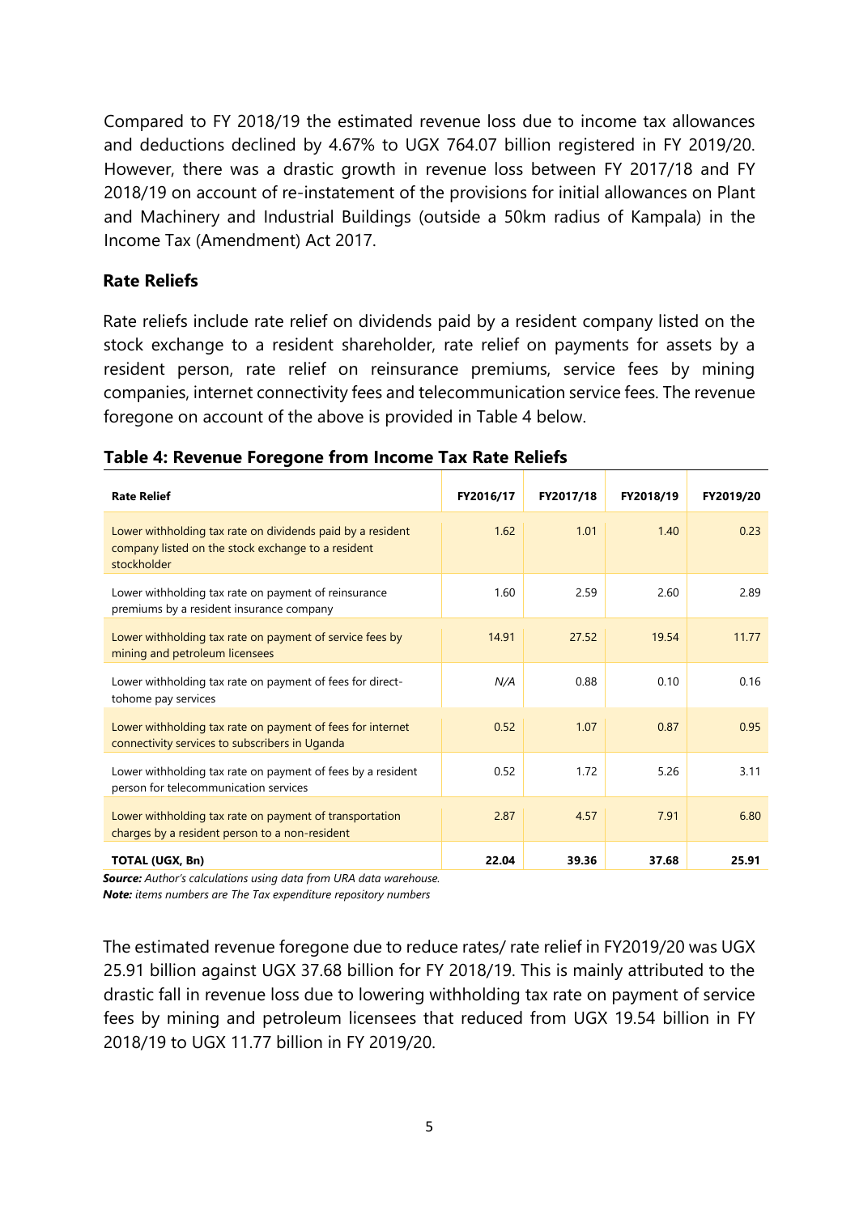Compared to FY 2018/19 the estimated revenue loss due to income tax allowances and deductions declined by 4.67% to UGX 764.07 billion registered in FY 2019/20. However, there was a drastic growth in revenue loss between FY 2017/18 and FY 2018/19 on account of re-instatement of the provisions for initial allowances on Plant and Machinery and Industrial Buildings (outside a 50km radius of Kampala) in the Income Tax (Amendment) Act 2017.

### Rate Reliefs

Rate reliefs include rate relief on dividends paid by a resident company listed on the stock exchange to a resident shareholder, rate relief on payments for assets by a resident person, rate relief on reinsurance premiums, service fees by mining companies, internet connectivity fees and telecommunication service fees. The revenue foregone on account of the above is provided in Table 4 below.

**Table 4: Revenue Foregone from Income Tax Rate Reliefs**

| Rate Relief | FY2016/17 | FY2017/18 | FY2018/19 | FY2019/20 |
|---|---|---|---|---|
| Lower withholding tax rate on dividends paid by a resident company listed on the stock exchange to a resident stockholder | 1.62 | 1.01 | 1.40 | 0.23 |
| Lower withholding tax rate on payment of reinsurance premiums by a resident insurance company | 1.60 | 2.59 | 2.60 | 2.89 |
| Lower withholding tax rate on payment of service fees by mining and petroleum licensees | 14.91 | 27.52 | 19.54 | 11.77 |
| Lower withholding tax rate on payment of fees for direct-tohome pay services | *N/A* | 0.88 | 0.10 | 0.16 |
| Lower withholding tax rate on payment of fees for internet connectivity services to subscribers in Uganda | 0.52 | 1.07 | 0.87 | 0.95 |
| Lower withholding tax rate on payment of fees by a resident person for telecommunication services | 0.52 | 1.72 | 5.26 | 3.11 |
| Lower withholding tax rate on payment of transportation charges by a resident person to a non-resident | 2.87 | 4.57 | 7.91 | 6.80 |
| **TOTAL (UGX, Bn)** | **22.04** | **39.36** | **37.68** | **25.91** |

***Source:*** *Author's calculations using data from URA data warehouse.*
***Note:*** *items numbers are The Tax expenditure repository numbers*

The estimated revenue foregone due to reduce rates/ rate relief in FY2019/20 was UGX 25.91 billion against UGX 37.68 billion for FY 2018/19. This is mainly attributed to the drastic fall in revenue loss due to lowering withholding tax rate on payment of service fees by mining and petroleum licensees that reduced from UGX 19.54 billion in FY 2018/19 to UGX 11.77 billion in FY 2019/20.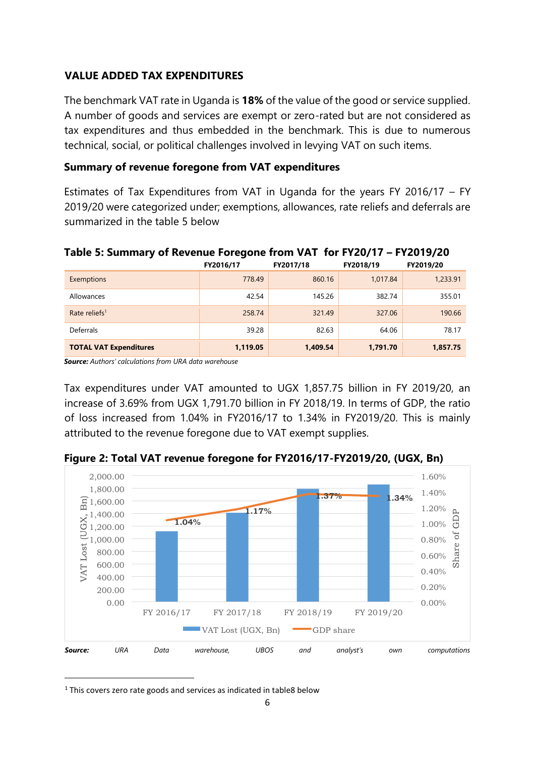## VALUE ADDED TAX EXPENDITURES

The benchmark VAT rate in Uganda is **18%** of the value of the good or service supplied. A number of goods and services are exempt or zero-rated but are not considered as tax expenditures and thus embedded in the benchmark. This is due to numerous technical, social, or political challenges involved in levying VAT on such items.

### Summary of revenue foregone from VAT expenditures

Estimates of Tax Expenditures from VAT in Uganda for the years FY 2016/17 – FY 2019/20 were categorized under; exemptions, allowances, rate reliefs and deferrals are summarized in the table 5 below

**Table 5: Summary of Revenue Foregone from VAT for FY20/17 – FY2019/20**

| | FY2016/17 | FY2017/18 | FY2018/19 | FY2019/20 |
|---|---|---|---|---|
| Exemptions | 778.49 | 860.16 | 1,017.84 | 1,233.91 |
| Allowances | 42.54 | 145.26 | 382.74 | 355.01 |
| Rate reliefs[1] | 258.74 | 321.49 | 327.06 | 190.66 |
| Deferrals | 39.28 | 82.63 | 64.06 | 78.17 |
| **TOTAL VAT Expenditures** | **1,119.05** | **1,409.54** | **1,791.70** | **1,857.75** |

***Source:*** *Authors' calculations from URA data warehouse*

Tax expenditures under VAT amounted to UGX 1,857.75 billion in FY 2019/20, an increase of 3.69% from UGX 1,791.70 billion in FY 2018/19. In terms of GDP, the ratio of loss increased from 1.04% in FY2016/17 to 1.34% in FY2019/20. This is mainly attributed to the revenue foregone due to VAT exempt supplies.

**Figure 2: Total VAT revenue foregone for FY2016/17-FY2019/20, (UGX, Bn)**

| | FY 2016/17 | FY 2017/18 | FY 2018/19 | FY 2019/20 |
|---|---|---|---|---|
| GDP share | 1.04% | 1.17% | 1.37% | 1.34% |

***Source:*** *URA Data warehouse, UBOS and analyst's own computations*

---

[1] This covers zero rate goods and services as indicated in table8 below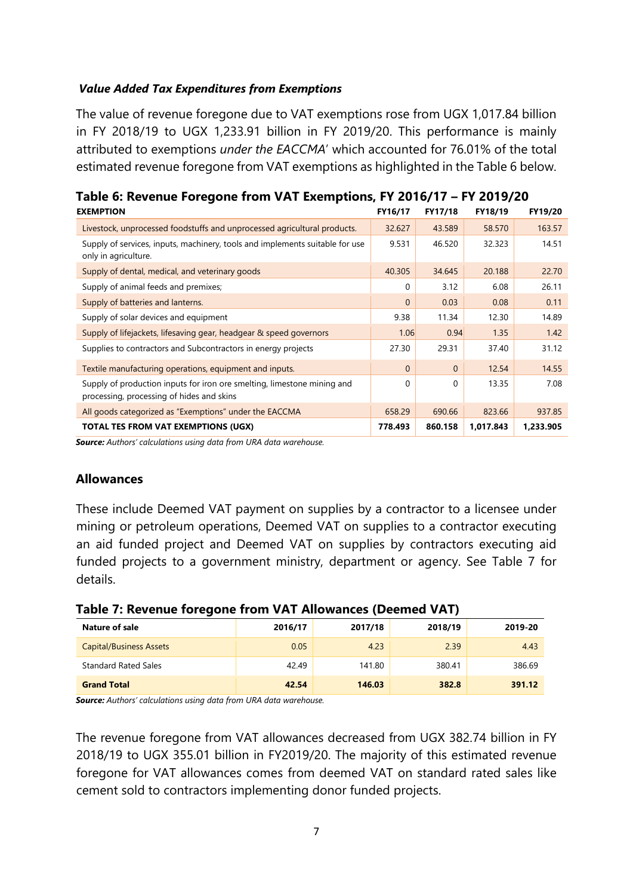### *Value Added Tax Expenditures from Exemptions*

The value of revenue foregone due to VAT exemptions rose from UGX 1,017.84 billion in FY 2018/19 to UGX 1,233.91 billion in FY 2019/20. This performance is mainly attributed to exemptions *under the EACCMA*' which accounted for 76.01% of the total estimated revenue foregone from VAT exemptions as highlighted in the Table 6 below.

**Table 6: Revenue Foregone from VAT Exemptions, FY 2016/17 – FY 2019/20**

| EXEMPTION | FY16/17 | FY17/18 | FY18/19 | FY19/20 |
|---|---|---|---|---|
| Livestock, unprocessed foodstuffs and unprocessed agricultural products. | 32.627 | 43.589 | 58.570 | 163.57 |
| Supply of services, inputs, machinery, tools and implements suitable for use only in agriculture. | 9.531 | 46.520 | 32.323 | 14.51 |
| Supply of dental, medical, and veterinary goods | 40.305 | 34.645 | 20.188 | 22.70 |
| Supply of animal feeds and premixes; | 0 | 3.12 | 6.08 | 26.11 |
| Supply of batteries and lanterns. | 0 | 0.03 | 0.08 | 0.11 |
| Supply of solar devices and equipment | 9.38 | 11.34 | 12.30 | 14.89 |
| Supply of lifejackets, lifesaving gear, headgear & speed governors | 1.06 | 0.94 | 1.35 | 1.42 |
| Supplies to contractors and Subcontractors in energy projects | 27.30 | 29.31 | 37.40 | 31.12 |
| Textile manufacturing operations, equipment and inputs. | 0 | 0 | 12.54 | 14.55 |
| Supply of production inputs for iron ore smelting, limestone mining and processing, processing of hides and skins | 0 | 0 | 13.35 | 7.08 |
| All goods categorized as "Exemptions" under the EACCMA | 658.29 | 690.66 | 823.66 | 937.85 |
| **TOTAL TES FROM VAT EXEMPTIONS (UGX)** | **778.493** | **860.158** | **1,017.843** | **1,233.905** |

***Source:*** *Authors' calculations using data from URA data warehouse.*

### Allowances

These include Deemed VAT payment on supplies by a contractor to a licensee under mining or petroleum operations, Deemed VAT on supplies to a contractor executing an aid funded project and Deemed VAT on supplies by contractors executing aid funded projects to a government ministry, department or agency. See Table 7 for details.

**Table 7: Revenue foregone from VAT Allowances (Deemed VAT)**

| Nature of sale | 2016/17 | 2017/18 | 2018/19 | 2019-20 |
|---|---|---|---|---|
| Capital/Business Assets | 0.05 | 4.23 | 2.39 | 4.43 |
| Standard Rated Sales | 42.49 | 141.80 | 380.41 | 386.69 |
| **Grand Total** | **42.54** | **146.03** | **382.8** | **391.12** |

***Source:*** *Authors' calculations using data from URA data warehouse.*

The revenue foregone from VAT allowances decreased from UGX 382.74 billion in FY 2018/19 to UGX 355.01 billion in FY2019/20. The majority of this estimated revenue foregone for VAT allowances comes from deemed VAT on standard rated sales like cement sold to contractors implementing donor funded projects.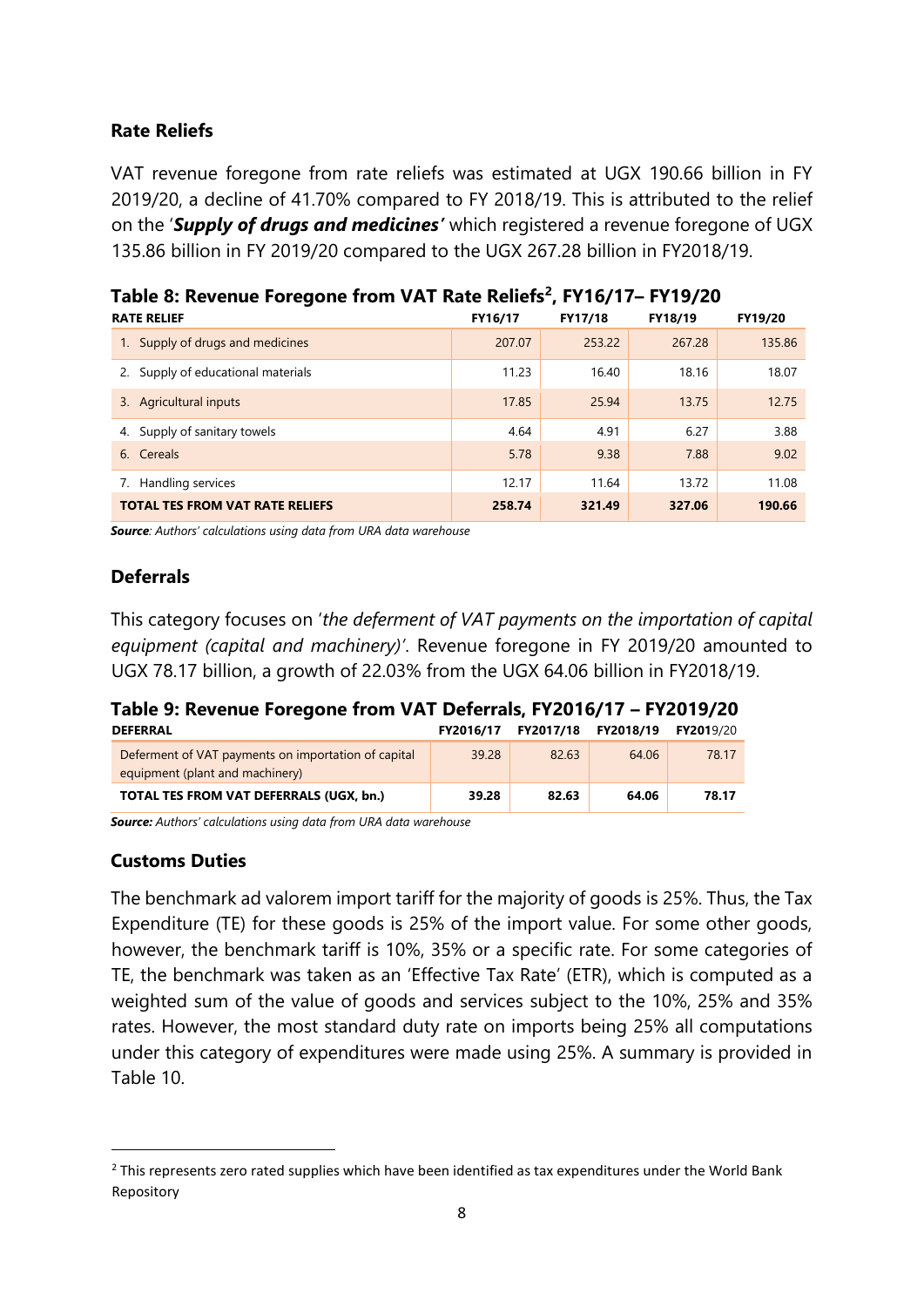## Rate Reliefs

VAT revenue foregone from rate reliefs was estimated at UGX 190.66 billion in FY 2019/20, a decline of 41.70% compared to FY 2018/19. This is attributed to the relief on the '***Supply of drugs and medicines***' which registered a revenue foregone of UGX 135.86 billion in FY 2019/20 compared to the UGX 267.28 billion in FY2018/19.

**Table 8: Revenue Foregone from VAT Rate Reliefs[2], FY16/17– FY19/20**

| RATE RELIEF | FY16/17 | FY17/18 | FY18/19 | FY19/20 |
|---|---|---|---|---|
| 1. Supply of drugs and medicines | 207.07 | 253.22 | 267.28 | 135.86 |
| 2. Supply of educational materials | 11.23 | 16.40 | 18.16 | 18.07 |
| 3. Agricultural inputs | 17.85 | 25.94 | 13.75 | 12.75 |
| 4. Supply of sanitary towels | 4.64 | 4.91 | 6.27 | 3.88 |
| 6. Cereals | 5.78 | 9.38 | 7.88 | 9.02 |
| 7. Handling services | 12.17 | 11.64 | 13.72 | 11.08 |
| **TOTAL TES FROM VAT RATE RELIEFS** | **258.74** | **321.49** | **327.06** | **190.66** |

***Source****: Authors' calculations using data from URA data warehouse*

## Deferrals

This category focuses on '*the deferment of VAT payments on the importation of capital equipment (capital and machinery)'*. Revenue foregone in FY 2019/20 amounted to UGX 78.17 billion, a growth of 22.03% from the UGX 64.06 billion in FY2018/19.

**Table 9: Revenue Foregone from VAT Deferrals, FY2016/17 – FY2019/20**

| DEFERRAL | FY2016/17 | FY2017/18 | FY2018/19 | FY2019/20 |
|---|---|---|---|---|
| Deferment of VAT payments on importation of capital equipment (plant and machinery) | 39.28 | 82.63 | 64.06 | 78.17 |
| **TOTAL TES FROM VAT DEFERRALS (UGX, bn.)** | **39.28** | **82.63** | **64.06** | **78.17** |

***Source:*** *Authors' calculations using data from URA data warehouse*

## Customs Duties

The benchmark ad valorem import tariff for the majority of goods is 25%. Thus, the Tax Expenditure (TE) for these goods is 25% of the import value. For some other goods, however, the benchmark tariff is 10%, 35% or a specific rate. For some categories of TE, the benchmark was taken as an 'Effective Tax Rate' (ETR), which is computed as a weighted sum of the value of goods and services subject to the 10%, 25% and 35% rates. However, the most standard duty rate on imports being 25% all computations under this category of expenditures were made using 25%. A summary is provided in Table 10.

[2] This represents zero rated supplies which have been identified as tax expenditures under the World Bank Repository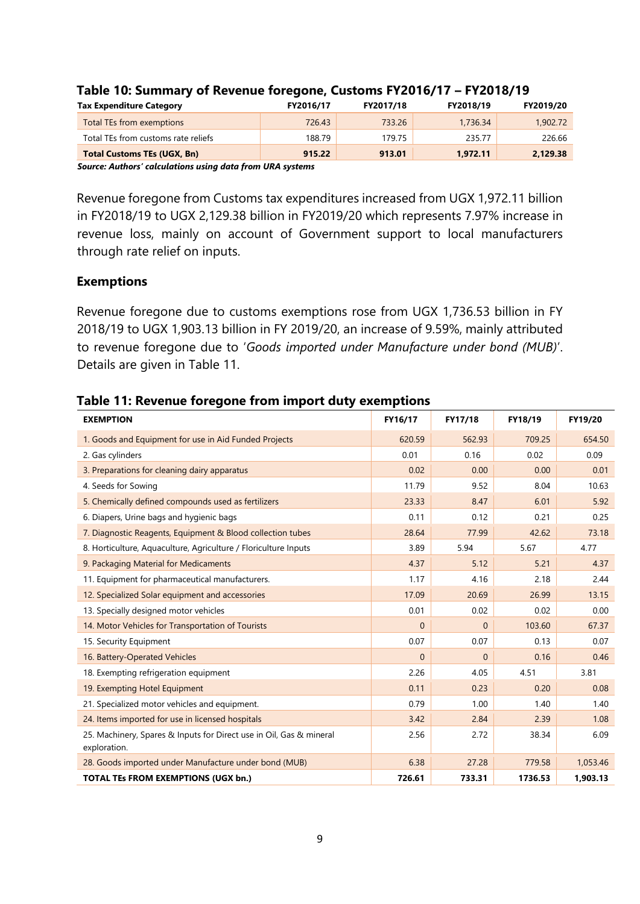**Table 10: Summary of Revenue foregone, Customs FY2016/17 – FY2018/19**

| Tax Expenditure Category | FY2016/17 | FY2017/18 | FY2018/19 | FY2019/20 |
|---|---|---|---|---|
| Total TEs from exemptions | 726.43 | 733.26 | 1,736.34 | 1,902.72 |
| Total TEs from customs rate reliefs | 188.79 | 179.75 | 235.77 | 226.66 |
| **Total Customs TEs (UGX, Bn)** | **915.22** | **913.01** | **1,972.11** | **2,129.38** |

***Source: Authors' calculations using data from URA systems***

Revenue foregone from Customs tax expenditures increased from UGX 1,972.11 billion in FY2018/19 to UGX 2,129.38 billion in FY2019/20 which represents 7.97% increase in revenue loss, mainly on account of Government support to local manufacturers through rate relief on inputs.

### Exemptions

Revenue foregone due to customs exemptions rose from UGX 1,736.53 billion in FY 2018/19 to UGX 1,903.13 billion in FY 2019/20, an increase of 9.59%, mainly attributed to revenue foregone due to '*Goods imported under Manufacture under bond (MUB)*'. Details are given in Table 11.

**Table 11: Revenue foregone from import duty exemptions**

| EXEMPTION | FY16/17 | FY17/18 | FY18/19 | FY19/20 |
|---|---|---|---|---|
| 1. Goods and Equipment for use in Aid Funded Projects | 620.59 | 562.93 | 709.25 | 654.50 |
| 2. Gas cylinders | 0.01 | 0.16 | 0.02 | 0.09 |
| 3. Preparations for cleaning dairy apparatus | 0.02 | 0.00 | 0.00 | 0.01 |
| 4. Seeds for Sowing | 11.79 | 9.52 | 8.04 | 10.63 |
| 5. Chemically defined compounds used as fertilizers | 23.33 | 8.47 | 6.01 | 5.92 |
| 6. Diapers, Urine bags and hygienic bags | 0.11 | 0.12 | 0.21 | 0.25 |
| 7. Diagnostic Reagents, Equipment & Blood collection tubes | 28.64 | 77.99 | 42.62 | 73.18 |
| 8. Horticulture, Aquaculture, Agriculture / Floriculture Inputs | 3.89 | 5.94 | 5.67 | 4.77 |
| 9. Packaging Material for Medicaments | 4.37 | 5.12 | 5.21 | 4.37 |
| 11. Equipment for pharmaceutical manufacturers. | 1.17 | 4.16 | 2.18 | 2.44 |
| 12. Specialized Solar equipment and accessories | 17.09 | 20.69 | 26.99 | 13.15 |
| 13. Specially designed motor vehicles | 0.01 | 0.02 | 0.02 | 0.00 |
| 14. Motor Vehicles for Transportation of Tourists | 0 | 0 | 103.60 | 67.37 |
| 15. Security Equipment | 0.07 | 0.07 | 0.13 | 0.07 |
| 16. Battery-Operated Vehicles | 0 | 0 | 0.16 | 0.46 |
| 18. Exempting refrigeration equipment | 2.26 | 4.05 | 4.51 | 3.81 |
| 19. Exempting Hotel Equipment | 0.11 | 0.23 | 0.20 | 0.08 |
| 21. Specialized motor vehicles and equipment. | 0.79 | 1.00 | 1.40 | 1.40 |
| 24. Items imported for use in licensed hospitals | 3.42 | 2.84 | 2.39 | 1.08 |
| 25. Machinery, Spares & Inputs for Direct use in Oil, Gas & mineral exploration. | 2.56 | 2.72 | 38.34 | 6.09 |
| 28. Goods imported under Manufacture under bond (MUB) | 6.38 | 27.28 | 779.58 | 1,053.46 |
| **TOTAL TEs FROM EXEMPTIONS (UGX bn.)** | **726.61** | **733.31** | **1736.53** | **1,903.13** |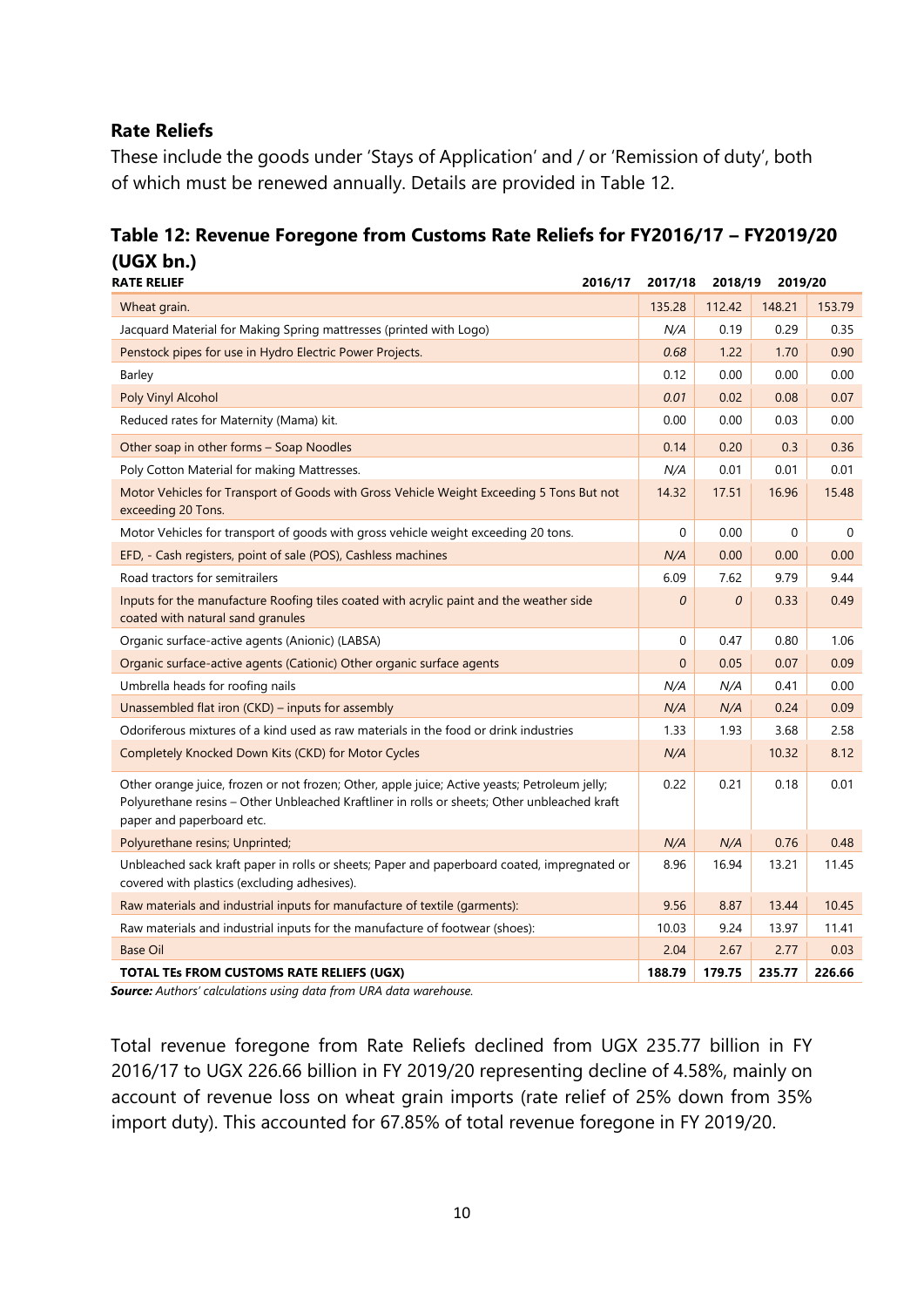**Rate Reliefs**

These include the goods under 'Stays of Application' and / or 'Remission of duty', both of which must be renewed annually. Details are provided in Table 12.

## Table 12: Revenue Foregone from Customs Rate Reliefs for FY2016/17 – FY2019/20 (UGX bn.)

| RATE RELIEF | 2016/17 | 2017/18 | 2018/19 | 2019/20 |
|---|---|---|---|---|
| Wheat grain. | 135.28 | 112.42 | 148.21 | 153.79 |
| Jacquard Material for Making Spring mattresses (printed with Logo) | *N/A* | 0.19 | 0.29 | 0.35 |
| Penstock pipes for use in Hydro Electric Power Projects. | *0.68* | 1.22 | 1.70 | 0.90 |
| Barley | 0.12 | 0.00 | 0.00 | 0.00 |
| Poly Vinyl Alcohol | *0.01* | 0.02 | 0.08 | 0.07 |
| Reduced rates for Maternity (Mama) kit. | 0.00 | 0.00 | 0.03 | 0.00 |
| Other soap in other forms – Soap Noodles | 0.14 | 0.20 | 0.3 | 0.36 |
| Poly Cotton Material for making Mattresses. | *N/A* | 0.01 | 0.01 | 0.01 |
| Motor Vehicles for Transport of Goods with Gross Vehicle Weight Exceeding 5 Tons But not exceeding 20 Tons. | 14.32 | 17.51 | 16.96 | 15.48 |
| Motor Vehicles for transport of goods with gross vehicle weight exceeding 20 tons. | 0 | 0.00 | 0 | 0 |
| EFD, - Cash registers, point of sale (POS), Cashless machines | *N/A* | 0.00 | 0.00 | 0.00 |
| Road tractors for semitrailers | 6.09 | 7.62 | 9.79 | 9.44 |
| Inputs for the manufacture Roofing tiles coated with acrylic paint and the weather side coated with natural sand granules | *0* | *0* | 0.33 | 0.49 |
| Organic surface-active agents (Anionic) (LABSA) | 0 | 0.47 | 0.80 | 1.06 |
| Organic surface-active agents (Cationic) Other organic surface agents | 0 | 0.05 | 0.07 | 0.09 |
| Umbrella heads for roofing nails | *N/A* | *N/A* | 0.41 | 0.00 |
| Unassembled flat iron (CKD) – inputs for assembly | *N/A* | *N/A* | 0.24 | 0.09 |
| Odoriferous mixtures of a kind used as raw materials in the food or drink industries | 1.33 | 1.93 | 3.68 | 2.58 |
| Completely Knocked Down Kits (CKD) for Motor Cycles | *N/A* | | 10.32 | 8.12 |
| Other orange juice, frozen or not frozen; Other, apple juice; Active yeasts; Petroleum jelly; Polyurethane resins – Other Unbleached Kraftliner in rolls or sheets; Other unbleached kraft paper and paperboard etc. | 0.22 | 0.21 | 0.18 | 0.01 |
| Polyurethane resins; Unprinted; | *N/A* | *N/A* | 0.76 | 0.48 |
| Unbleached sack kraft paper in rolls or sheets; Paper and paperboard coated, impregnated or covered with plastics (excluding adhesives). | 8.96 | 16.94 | 13.21 | 11.45 |
| Raw materials and industrial inputs for manufacture of textile (garments): | 9.56 | 8.87 | 13.44 | 10.45 |
| Raw materials and industrial inputs for the manufacture of footwear (shoes): | 10.03 | 9.24 | 13.97 | 11.41 |
| Base Oil | 2.04 | 2.67 | 2.77 | 0.03 |
| **TOTAL TEs FROM CUSTOMS RATE RELIEFS (UGX)** | **188.79** | **179.75** | **235.77** | **226.66** |

***Source:*** *Authors' calculations using data from URA data warehouse.*

Total revenue foregone from Rate Reliefs declined from UGX 235.77 billion in FY 2016/17 to UGX 226.66 billion in FY 2019/20 representing decline of 4.58%, mainly on account of revenue loss on wheat grain imports (rate relief of 25% down from 35% import duty). This accounted for 67.85% of total revenue foregone in FY 2019/20.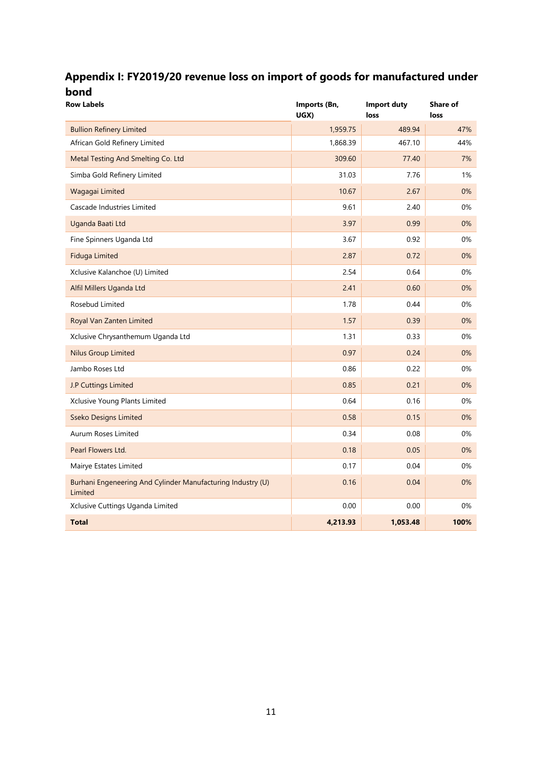## Appendix I: FY2019/20 revenue loss on import of goods for manufactured under bond

| Row Labels | Imports (Bn, UGX) | Import duty loss | Share of loss |
|---|---|---|---|
| Bullion Refinery Limited | 1,959.75 | 489.94 | 47% |
| African Gold Refinery Limited | 1,868.39 | 467.10 | 44% |
| Metal Testing And Smelting Co. Ltd | 309.60 | 77.40 | 7% |
| Simba Gold Refinery Limited | 31.03 | 7.76 | 1% |
| Wagagai Limited | 10.67 | 2.67 | 0% |
| Cascade Industries Limited | 9.61 | 2.40 | 0% |
| Uganda Baati Ltd | 3.97 | 0.99 | 0% |
| Fine Spinners Uganda Ltd | 3.67 | 0.92 | 0% |
| Fiduga Limited | 2.87 | 0.72 | 0% |
| Xclusive Kalanchoe (U) Limited | 2.54 | 0.64 | 0% |
| Alfil Millers Uganda Ltd | 2.41 | 0.60 | 0% |
| Rosebud Limited | 1.78 | 0.44 | 0% |
| Royal Van Zanten Limited | 1.57 | 0.39 | 0% |
| Xclusive Chrysanthemum Uganda Ltd | 1.31 | 0.33 | 0% |
| Nilus Group Limited | 0.97 | 0.24 | 0% |
| Jambo Roses Ltd | 0.86 | 0.22 | 0% |
| J.P Cuttings Limited | 0.85 | 0.21 | 0% |
| Xclusive Young Plants Limited | 0.64 | 0.16 | 0% |
| Sseko Designs Limited | 0.58 | 0.15 | 0% |
| Aurum Roses Limited | 0.34 | 0.08 | 0% |
| Pearl Flowers Ltd. | 0.18 | 0.05 | 0% |
| Mairye Estates Limited | 0.17 | 0.04 | 0% |
| Burhani Engeneering And Cylinder Manufacturing Industry (U) Limited | 0.16 | 0.04 | 0% |
| Xclusive Cuttings Uganda Limited | 0.00 | 0.00 | 0% |
| **Total** | **4,213.93** | **1,053.48** | **100%** |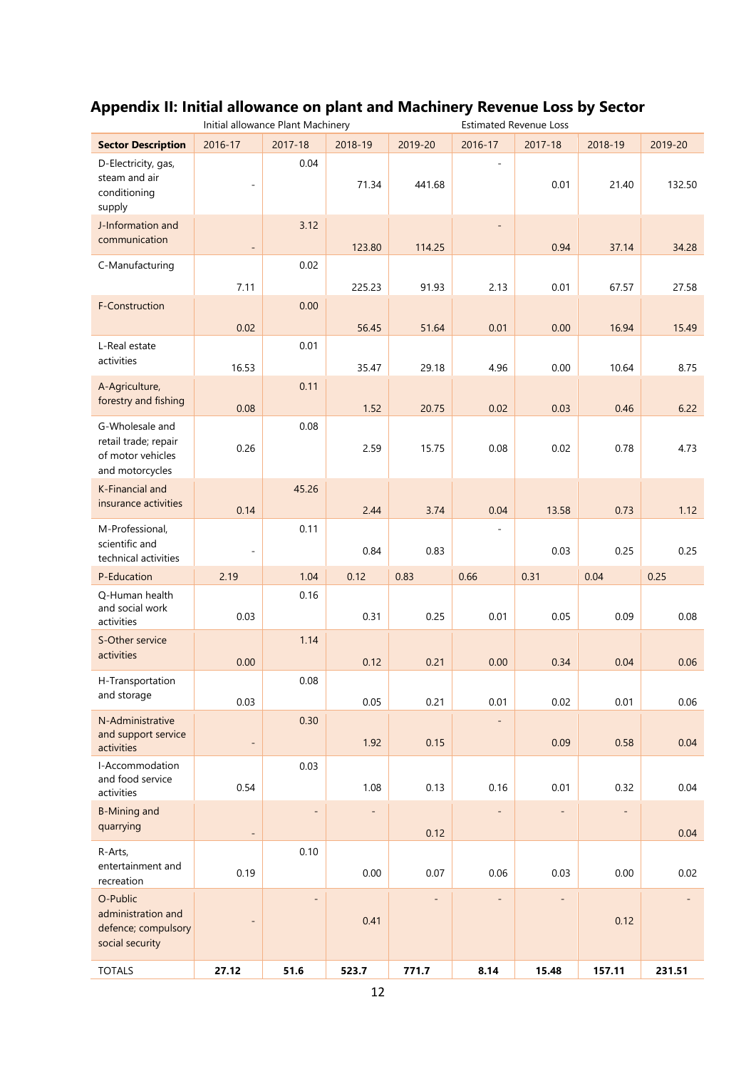## Appendix II: Initial allowance on plant and Machinery Revenue Loss by Sector

| | Initial allowance Plant Machinery | | | | Estimated Revenue Loss | | | |
|---|---|---|---|---|---|---|---|---|
| **Sector Description** | 2016-17 | 2017-18 | 2018-19 | 2019-20 | 2016-17 | 2017-18 | 2018-19 | 2019-20 |
| D-Electricity, gas, steam and air conditioning supply | - | 0.04 | 71.34 | 441.68 | - | 0.01 | 21.40 | 132.50 |
| J-Information and communication | - | 3.12 | 123.80 | 114.25 | - | 0.94 | 37.14 | 34.28 |
| C-Manufacturing | 7.11 | 0.02 | 225.23 | 91.93 | 2.13 | 0.01 | 67.57 | 27.58 |
| F-Construction | 0.02 | 0.00 | 56.45 | 51.64 | 0.01 | 0.00 | 16.94 | 15.49 |
| L-Real estate activities | 16.53 | 0.01 | 35.47 | 29.18 | 4.96 | 0.00 | 10.64 | 8.75 |
| A-Agriculture, forestry and fishing | 0.08 | 0.11 | 1.52 | 20.75 | 0.02 | 0.03 | 0.46 | 6.22 |
| G-Wholesale and retail trade; repair of motor vehicles and motorcycles | 0.26 | 0.08 | 2.59 | 15.75 | 0.08 | 0.02 | 0.78 | 4.73 |
| K-Financial and insurance activities | 0.14 | 45.26 | 2.44 | 3.74 | 0.04 | 13.58 | 0.73 | 1.12 |
| M-Professional, scientific and technical activities | - | 0.11 | 0.84 | 0.83 | - | 0.03 | 0.25 | 0.25 |
| P-Education | 2.19 | 1.04 | 0.12 | 0.83 | 0.66 | 0.31 | 0.04 | 0.25 |
| Q-Human health and social work activities | 0.03 | 0.16 | 0.31 | 0.25 | 0.01 | 0.05 | 0.09 | 0.08 |
| S-Other service activities | 0.00 | 1.14 | 0.12 | 0.21 | 0.00 | 0.34 | 0.04 | 0.06 |
| H-Transportation and storage | 0.03 | 0.08 | 0.05 | 0.21 | 0.01 | 0.02 | 0.01 | 0.06 |
| N-Administrative and support service activities | - | 0.30 | 1.92 | 0.15 | - | 0.09 | 0.58 | 0.04 |
| I-Accommodation and food service activities | 0.54 | 0.03 | 1.08 | 0.13 | 0.16 | 0.01 | 0.32 | 0.04 |
| B-Mining and quarrying | - | - | - | 0.12 | - | - | - | 0.04 |
| R-Arts, entertainment and recreation | 0.19 | 0.10 | 0.00 | 0.07 | 0.06 | 0.03 | 0.00 | 0.02 |
| O-Public administration and defence; compulsory social security | - | - | 0.41 | - | - | - | 0.12 | - |
| TOTALS | **27.12** | **51.6** | **523.7** | **771.7** | **8.14** | **15.48** | **157.11** | **231.51** |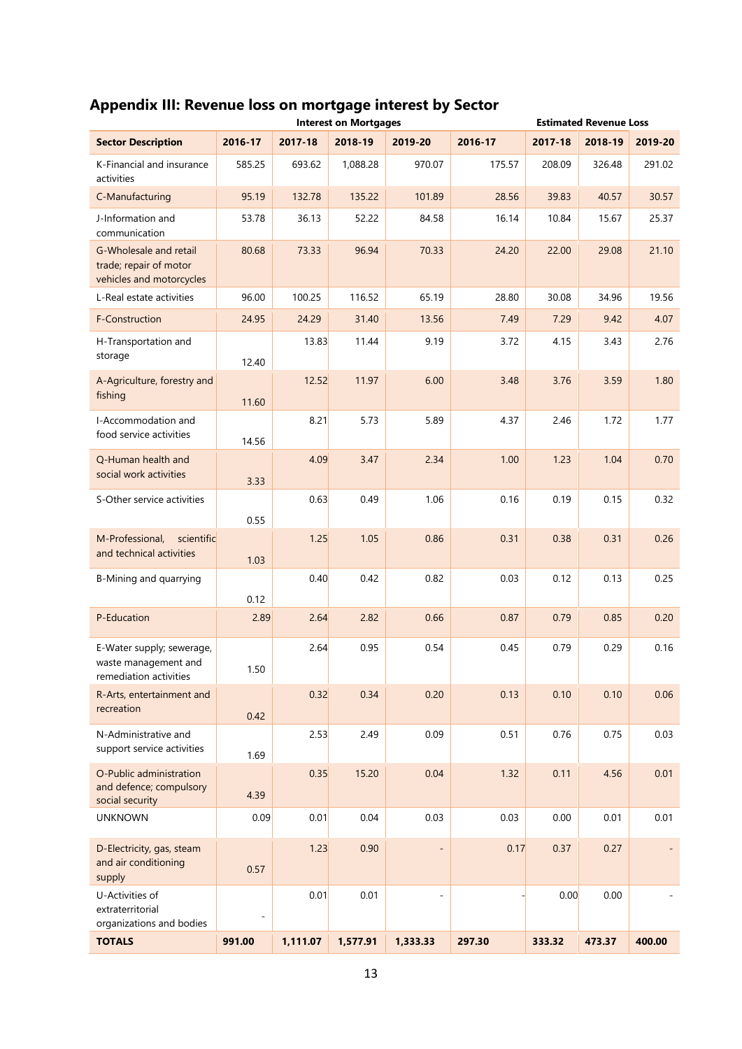## Appendix III: Revenue loss on mortgage interest by Sector

| | Interest on Mortgages | | | | Estimated Revenue Loss | | | |
|---|---|---|---|---|---|---|---|---|
| **Sector Description** | **2016-17** | **2017-18** | **2018-19** | **2019-20** | **2016-17** | **2017-18** | **2018-19** | **2019-20** |
| K-Financial and insurance activities | 585.25 | 693.62 | 1,088.28 | 970.07 | 175.57 | 208.09 | 326.48 | 291.02 |
| C-Manufacturing | 95.19 | 132.78 | 135.22 | 101.89 | 28.56 | 39.83 | 40.57 | 30.57 |
| J-Information and communication | 53.78 | 36.13 | 52.22 | 84.58 | 16.14 | 10.84 | 15.67 | 25.37 |
| G-Wholesale and retail trade; repair of motor vehicles and motorcycles | 80.68 | 73.33 | 96.94 | 70.33 | 24.20 | 22.00 | 29.08 | 21.10 |
| L-Real estate activities | 96.00 | 100.25 | 116.52 | 65.19 | 28.80 | 30.08 | 34.96 | 19.56 |
| F-Construction | 24.95 | 24.29 | 31.40 | 13.56 | 7.49 | 7.29 | 9.42 | 4.07 |
| H-Transportation and storage | 12.40 | 13.83 | 11.44 | 9.19 | 3.72 | 4.15 | 3.43 | 2.76 |
| A-Agriculture, forestry and fishing | 11.60 | 12.52 | 11.97 | 6.00 | 3.48 | 3.76 | 3.59 | 1.80 |
| I-Accommodation and food service activities | 14.56 | 8.21 | 5.73 | 5.89 | 4.37 | 2.46 | 1.72 | 1.77 |
| Q-Human health and social work activities | 3.33 | 4.09 | 3.47 | 2.34 | 1.00 | 1.23 | 1.04 | 0.70 |
| S-Other service activities | 0.55 | 0.63 | 0.49 | 1.06 | 0.16 | 0.19 | 0.15 | 0.32 |
| M-Professional, scientific and technical activities | 1.03 | 1.25 | 1.05 | 0.86 | 0.31 | 0.38 | 0.31 | 0.26 |
| B-Mining and quarrying | 0.12 | 0.40 | 0.42 | 0.82 | 0.03 | 0.12 | 0.13 | 0.25 |
| P-Education | 2.89 | 2.64 | 2.82 | 0.66 | 0.87 | 0.79 | 0.85 | 0.20 |
| E-Water supply; sewerage, waste management and remediation activities | 1.50 | 2.64 | 0.95 | 0.54 | 0.45 | 0.79 | 0.29 | 0.16 |
| R-Arts, entertainment and recreation | 0.42 | 0.32 | 0.34 | 0.20 | 0.13 | 0.10 | 0.10 | 0.06 |
| N-Administrative and support service activities | 1.69 | 2.53 | 2.49 | 0.09 | 0.51 | 0.76 | 0.75 | 0.03 |
| O-Public administration and defence; compulsory social security | 4.39 | 0.35 | 15.20 | 0.04 | 1.32 | 0.11 | 4.56 | 0.01 |
| UNKNOWN | 0.09 | 0.01 | 0.04 | 0.03 | 0.03 | 0.00 | 0.01 | 0.01 |
| D-Electricity, gas, steam and air conditioning supply | 0.57 | 1.23 | 0.90 | - | 0.17 | 0.37 | 0.27 | - |
| U-Activities of extraterritorial organizations and bodies | - | 0.01 | 0.01 | - | - | 0.00 | 0.00 | - |
| **TOTALS** | **991.00** | **1,111.07** | **1,577.91** | **1,333.33** | **297.30** | **333.32** | **473.37** | **400.00** |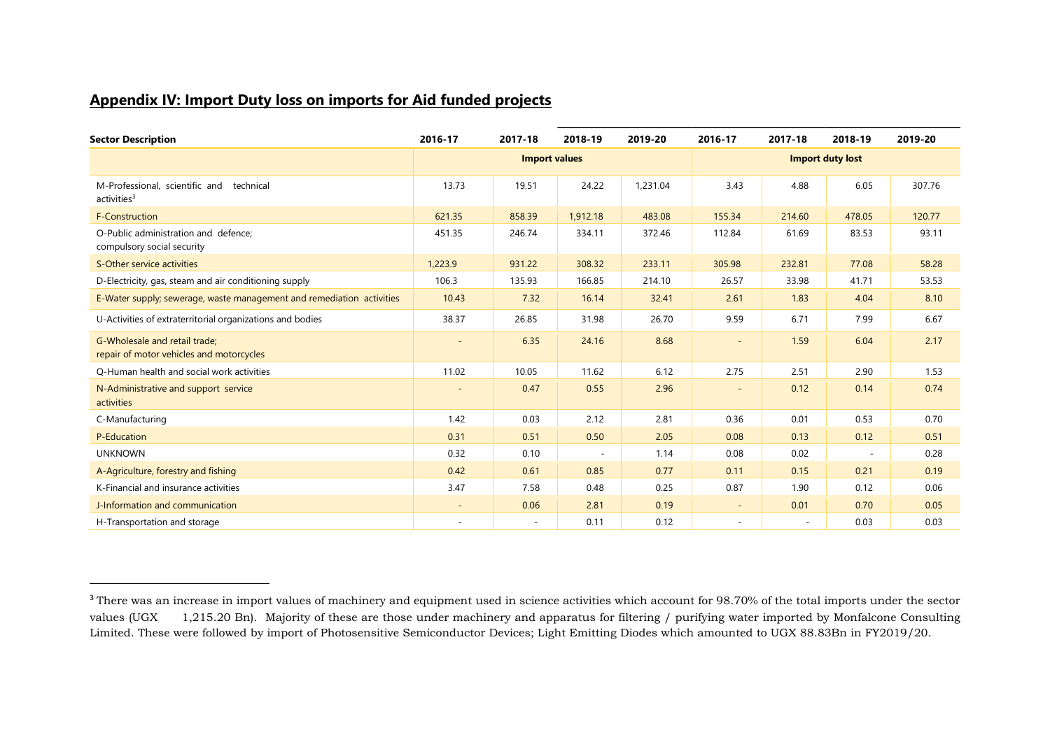## Appendix IV: Import Duty loss on imports for Aid funded projects

| Sector Description | 2016-17 | 2017-18 | 2018-19 | 2019-20 | 2016-17 | 2017-18 | 2018-19 | 2019-20 |
|---|---|---|---|---|---|---|---|---|
| | Import values | | | | Import duty lost | | | |
| M-Professional, scientific and technical activities[3] | 13.73 | 19.51 | 24.22 | 1,231.04 | 3.43 | 4.88 | 6.05 | 307.76 |
| F-Construction | 621.35 | 858.39 | 1,912.18 | 483.08 | 155.34 | 214.60 | 478.05 | 120.77 |
| O-Public administration and defence; compulsory social security | 451.35 | 246.74 | 334.11 | 372.46 | 112.84 | 61.69 | 83.53 | 93.11 |
| S-Other service activities | 1,223.9 | 931.22 | 308.32 | 233.11 | 305.98 | 232.81 | 77.08 | 58.28 |
| D-Electricity, gas, steam and air conditioning supply | 106.3 | 135.93 | 166.85 | 214.10 | 26.57 | 33.98 | 41.71 | 53.53 |
| E-Water supply; sewerage, waste management and remediation activities | 10.43 | 7.32 | 16.14 | 32.41 | 2.61 | 1.83 | 4.04 | 8.10 |
| U-Activities of extraterritorial organizations and bodies | 38.37 | 26.85 | 31.98 | 26.70 | 9.59 | 6.71 | 7.99 | 6.67 |
| G-Wholesale and retail trade; repair of motor vehicles and motorcycles | - | 6.35 | 24.16 | 8.68 | - | 1.59 | 6.04 | 2.17 |
| Q-Human health and social work activities | 11.02 | 10.05 | 11.62 | 6.12 | 2.75 | 2.51 | 2.90 | 1.53 |
| N-Administrative and support service activities | - | 0.47 | 0.55 | 2.96 | - | 0.12 | 0.14 | 0.74 |
| C-Manufacturing | 1.42 | 0.03 | 2.12 | 2.81 | 0.36 | 0.01 | 0.53 | 0.70 |
| P-Education | 0.31 | 0.51 | 0.50 | 2.05 | 0.08 | 0.13 | 0.12 | 0.51 |
| UNKNOWN | 0.32 | 0.10 | - | 1.14 | 0.08 | 0.02 | - | 0.28 |
| A-Agriculture, forestry and fishing | 0.42 | 0.61 | 0.85 | 0.77 | 0.11 | 0.15 | 0.21 | 0.19 |
| K-Financial and insurance activities | 3.47 | 7.58 | 0.48 | 0.25 | 0.87 | 1.90 | 0.12 | 0.06 |
| J-Information and communication | - | 0.06 | 2.81 | 0.19 | - | 0.01 | 0.70 | 0.05 |
| H-Transportation and storage | - | - | 0.11 | 0.12 | - | - | 0.03 | 0.03 |

[3] There was an increase in import values of machinery and equipment used in science activities which account for 98.70% of the total imports under the sector values (UGX 1,215.20 Bn). Majority of these are those under machinery and apparatus for filtering / purifying water imported by Monfalcone Consulting Limited. These were followed by import of Photosensitive Semiconductor Devices; Light Emitting Diodes which amounted to UGX 88.83Bn in FY2019/20.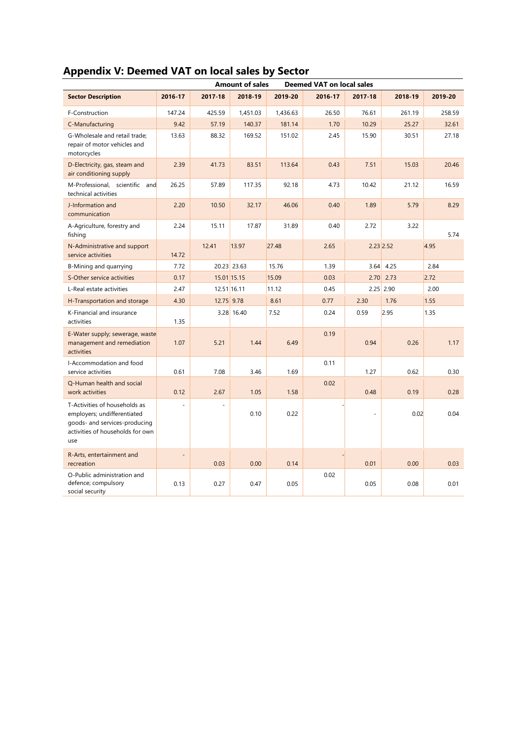## Appendix V: Deemed VAT on local sales by Sector

| | Amount of sales | | | | Deemed VAT on local sales | | | |
|---|---|---|---|---|---|---|---|---|
| **Sector Description** | **2016-17** | **2017-18** | **2018-19** | **2019-20** | **2016-17** | **2017-18** | **2018-19** | **2019-20** |
| F-Construction | 147.24 | 425.59 | 1,451.03 | 1,436.63 | 26.50 | 76.61 | 261.19 | 258.59 |
| C-Manufacturing | 9.42 | 57.19 | 140.37 | 181.14 | 1.70 | 10.29 | 25.27 | 32.61 |
| G-Wholesale and retail trade; repair of motor vehicles and motorcycles | 13.63 | 88.32 | 169.52 | 151.02 | 2.45 | 15.90 | 30.51 | 27.18 |
| D-Electricity, gas, steam and air conditioning supply | 2.39 | 41.73 | 83.51 | 113.64 | 0.43 | 7.51 | 15.03 | 20.46 |
| M-Professional, scientific and technical activities | 26.25 | 57.89 | 117.35 | 92.18 | 4.73 | 10.42 | 21.12 | 16.59 |
| J-Information and communication | 2.20 | 10.50 | 32.17 | 46.06 | 0.40 | 1.89 | 5.79 | 8.29 |
| A-Agriculture, forestry and fishing | 2.24 | 15.11 | 17.87 | 31.89 | 0.40 | 2.72 | 3.22 | 5.74 |
| N-Administrative and support service activities | 14.72 | 12.41 | 13.97 | 27.48 | 2.65 | 2.23 | 2.52 | 4.95 |
| B-Mining and quarrying | 7.72 | 20.23 | 23.63 | 15.76 | 1.39 | 3.64 | 4.25 | 2.84 |
| S-Other service activities | 0.17 | 15.01 | 15.15 | 15.09 | 0.03 | 2.70 | 2.73 | 2.72 |
| L-Real estate activities | 2.47 | 12.51 | 16.11 | 11.12 | 0.45 | 2.25 | 2.90 | 2.00 |
| H-Transportation and storage | 4.30 | 12.75 | 9.78 | 8.61 | 0.77 | 2.30 | 1.76 | 1.55 |
| K-Financial and insurance activities | 1.35 | 3.28 | 16.40 | 7.52 | 0.24 | 0.59 | 2.95 | 1.35 |
| E-Water supply; sewerage, waste management and remediation activities | 1.07 | 5.21 | 1.44 | 6.49 | 0.19 | 0.94 | 0.26 | 1.17 |
| I-Accommodation and food service activities | 0.61 | 7.08 | 3.46 | 1.69 | 0.11 | 1.27 | 0.62 | 0.30 |
| Q-Human health and social work activities | 0.12 | 2.67 | 1.05 | 1.58 | 0.02 | 0.48 | 0.19 | 0.28 |
| T-Activities of households as employers; undifferentiated goods- and services-producing activities of households for own use | - | - | 0.10 | 0.22 | - | - | 0.02 | 0.04 |
| R-Arts, entertainment and recreation | - | 0.03 | 0.00 | 0.14 | - | 0.01 | 0.00 | 0.03 |
| O-Public administration and defence; compulsory social security | 0.13 | 0.27 | 0.47 | 0.05 | 0.02 | 0.05 | 0.08 | 0.01 |